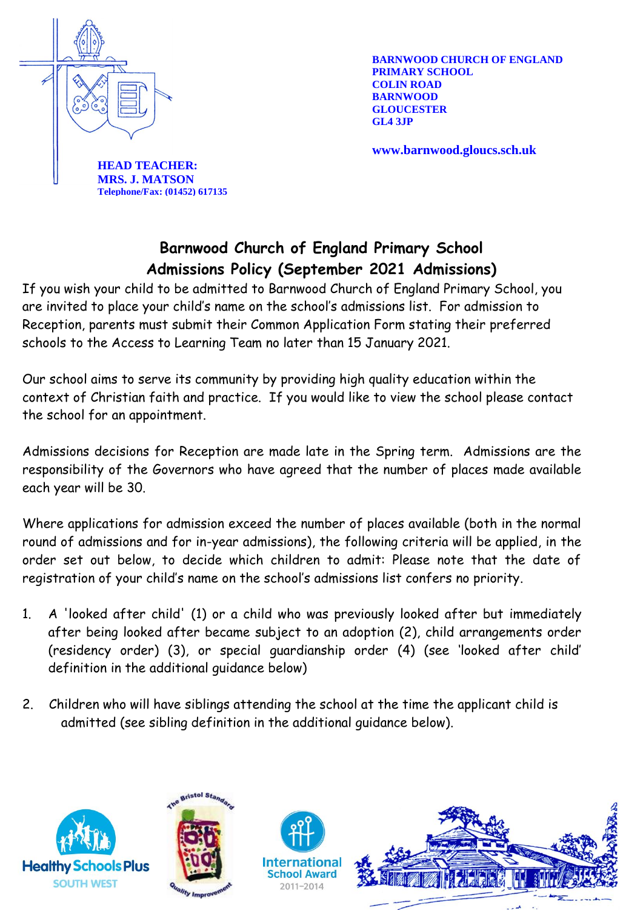**BARNWOOD CHURCH OF ENGLAND PRIMARY SCHOOL**
**COLIN ROAD**
**BARNWOOD**
**GLOUCESTER**
**GL4 3JP**

**www.barnwood.gloucs.sch.uk**

**HEAD TEACHER:**
**MRS. J. MATSON**
**Telephone/Fax: (01452) 617135**

# Barnwood Church of England Primary School
## Admissions Policy (September 2021 Admissions)

If you wish your child to be admitted to Barnwood Church of England Primary School, you are invited to place your child's name on the school's admissions list. For admission to Reception, parents must submit their Common Application Form stating their preferred schools to the Access to Learning Team no later than 15 January 2021.

Our school aims to serve its community by providing high quality education within the context of Christian faith and practice. If you would like to view the school please contact the school for an appointment.

Admissions decisions for Reception are made late in the Spring term. Admissions are the responsibility of the Governors who have agreed that the number of places made available each year will be 30.

Where applications for admission exceed the number of places available (both in the normal round of admissions and for in-year admissions), the following criteria will be applied, in the order set out below, to decide which children to admit: Please note that the date of registration of your child's name on the school's admissions list confers no priority.

1. A 'looked after child' (1) or a child who was previously looked after but immediately after being looked after became subject to an adoption (2), child arrangements order (residency order) (3), or special guardianship order (4) (see 'looked after child' definition in the additional guidance below)

2. Children who will have siblings attending the school at the time the applicant child is admitted (see sibling definition in the additional guidance below).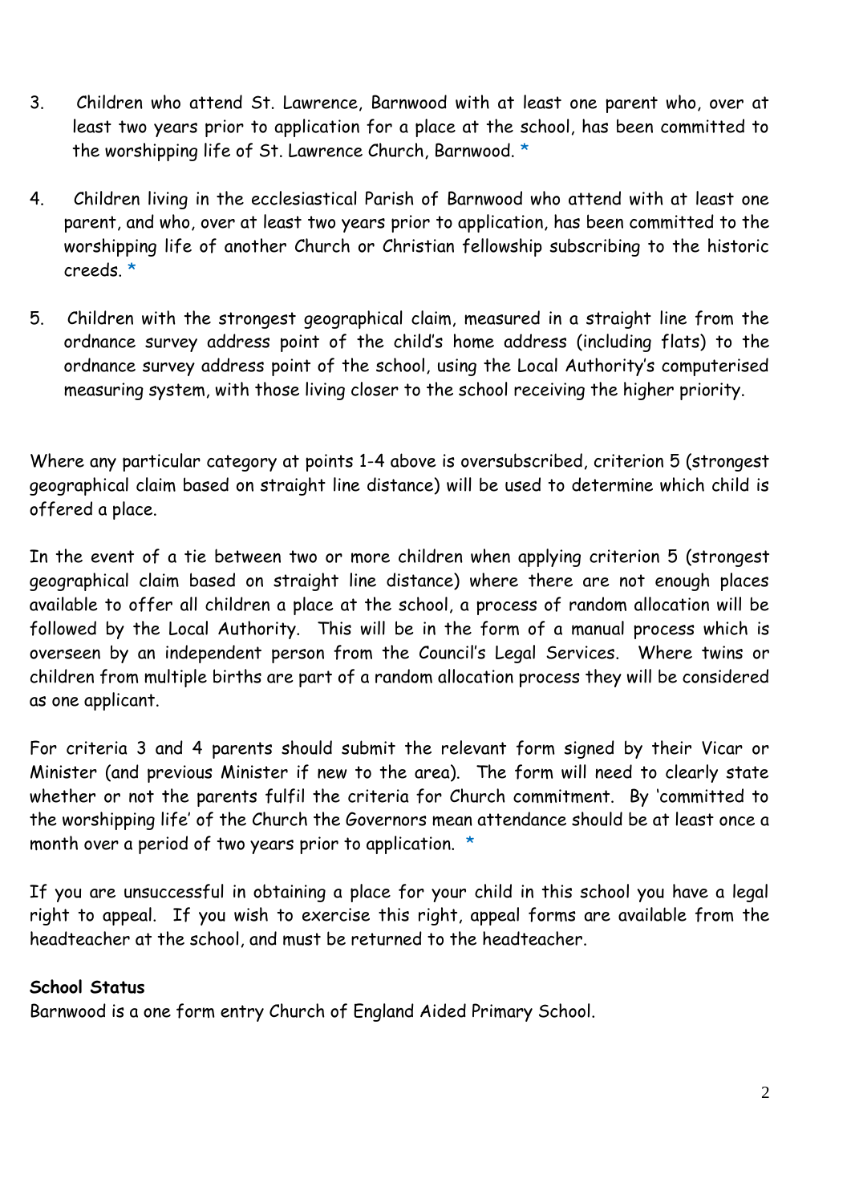3. Children who attend St. Lawrence, Barnwood with at least one parent who, over at least two years prior to application for a place at the school, has been committed to the worshipping life of St. Lawrence Church, Barnwood. *

4. Children living in the ecclesiastical Parish of Barnwood who attend with at least one parent, and who, over at least two years prior to application, has been committed to the worshipping life of another Church or Christian fellowship subscribing to the historic creeds. *

5. Children with the strongest geographical claim, measured in a straight line from the ordnance survey address point of the child's home address (including flats) to the ordnance survey address point of the school, using the Local Authority's computerised measuring system, with those living closer to the school receiving the higher priority.

Where any particular category at points 1-4 above is oversubscribed, criterion 5 (strongest geographical claim based on straight line distance) will be used to determine which child is offered a place.

In the event of a tie between two or more children when applying criterion 5 (strongest geographical claim based on straight line distance) where there are not enough places available to offer all children a place at the school, a process of random allocation will be followed by the Local Authority. This will be in the form of a manual process which is overseen by an independent person from the Council's Legal Services. Where twins or children from multiple births are part of a random allocation process they will be considered as one applicant.

For criteria 3 and 4 parents should submit the relevant form signed by their Vicar or Minister (and previous Minister if new to the area). The form will need to clearly state whether or not the parents fulfil the criteria for Church commitment. By 'committed to the worshipping life' of the Church the Governors mean attendance should be at least once a month over a period of two years prior to application. *

If you are unsuccessful in obtaining a place for your child in this school you have a legal right to appeal. If you wish to exercise this right, appeal forms are available from the headteacher at the school, and must be returned to the headteacher.

**School Status**
Barnwood is a one form entry Church of England Aided Primary School.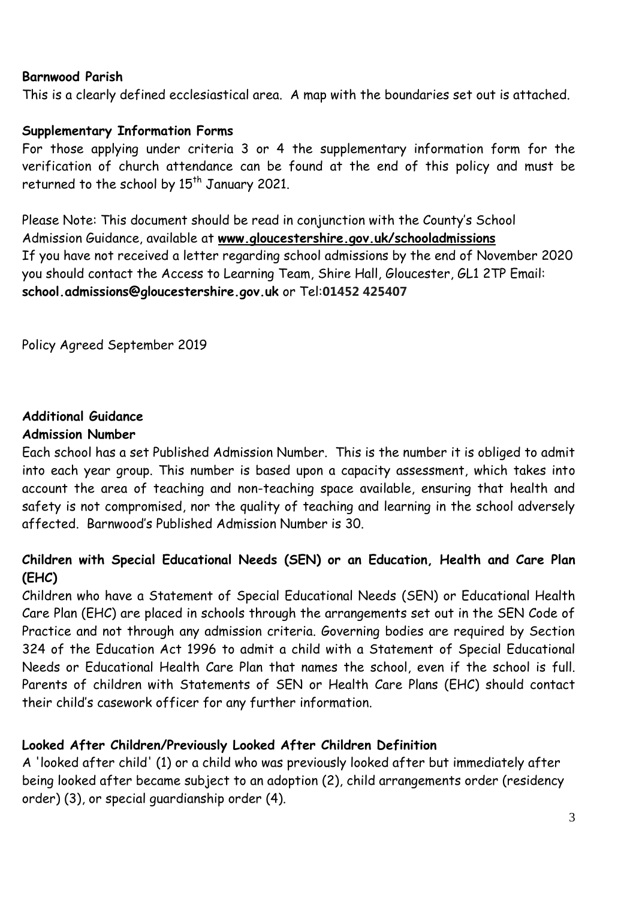**Barnwood Parish**

This is a clearly defined ecclesiastical area. A map with the boundaries set out is attached.

**Supplementary Information Forms**

For those applying under criteria 3 or 4 the supplementary information form for the verification of church attendance can be found at the end of this policy and must be returned to the school by 15th January 2021.

Please Note: This document should be read in conjunction with the County's School Admission Guidance, available at **www.gloucestershire.gov.uk/schooladmissions**
If you have not received a letter regarding school admissions by the end of November 2020 you should contact the Access to Learning Team, Shire Hall, Gloucester, GL1 2TP Email: **school.admissions@gloucestershire.gov.uk** or Tel:**01452 425407**

Policy Agreed September 2019

**Additional Guidance**

**Admission Number**

Each school has a set Published Admission Number. This is the number it is obliged to admit into each year group. This number is based upon a capacity assessment, which takes into account the area of teaching and non-teaching space available, ensuring that health and safety is not compromised, nor the quality of teaching and learning in the school adversely affected. Barnwood's Published Admission Number is 30.

**Children with Special Educational Needs (SEN) or an Education, Health and Care Plan (EHC)**

Children who have a Statement of Special Educational Needs (SEN) or Educational Health Care Plan (EHC) are placed in schools through the arrangements set out in the SEN Code of Practice and not through any admission criteria. Governing bodies are required by Section 324 of the Education Act 1996 to admit a child with a Statement of Special Educational Needs or Educational Health Care Plan that names the school, even if the school is full. Parents of children with Statements of SEN or Health Care Plans (EHC) should contact their child's casework officer for any further information.

**Looked After Children/Previously Looked After Children Definition**

A 'looked after child' (1) or a child who was previously looked after but immediately after being looked after became subject to an adoption (2), child arrangements order (residency order) (3), or special guardianship order (4).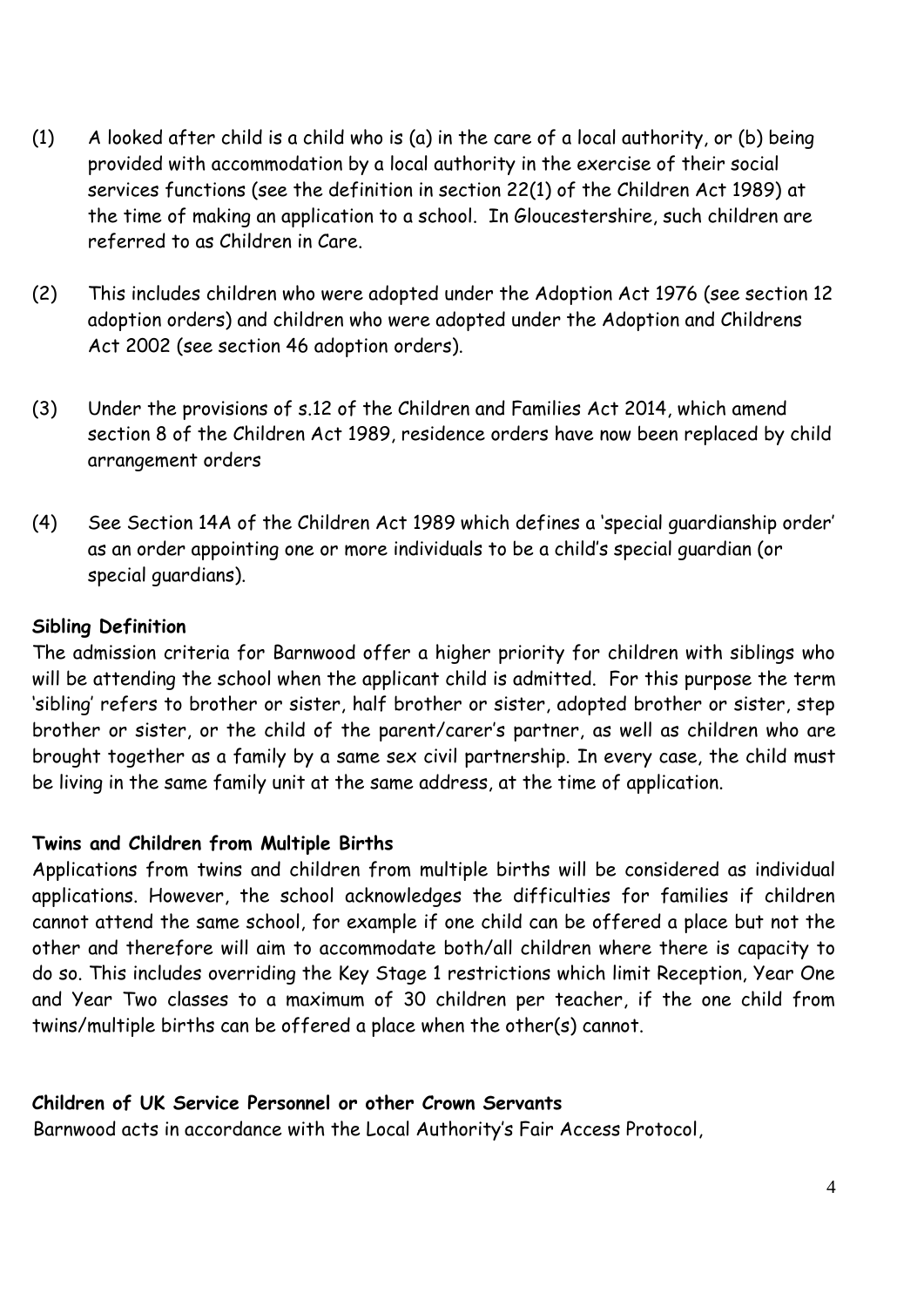(1) A looked after child is a child who is (a) in the care of a local authority, or (b) being provided with accommodation by a local authority in the exercise of their social services functions (see the definition in section 22(1) of the Children Act 1989) at the time of making an application to a school. In Gloucestershire, such children are referred to as Children in Care.

(2) This includes children who were adopted under the Adoption Act 1976 (see section 12 adoption orders) and children who were adopted under the Adoption and Childrens Act 2002 (see section 46 adoption orders).

(3) Under the provisions of s.12 of the Children and Families Act 2014, which amend section 8 of the Children Act 1989, residence orders have now been replaced by child arrangement orders

(4) See Section 14A of the Children Act 1989 which defines a 'special guardianship order' as an order appointing one or more individuals to be a child's special guardian (or special guardians).

**Sibling Definition**

The admission criteria for Barnwood offer a higher priority for children with siblings who will be attending the school when the applicant child is admitted. For this purpose the term 'sibling' refers to brother or sister, half brother or sister, adopted brother or sister, step brother or sister, or the child of the parent/carer's partner, as well as children who are brought together as a family by a same sex civil partnership. In every case, the child must be living in the same family unit at the same address, at the time of application.

**Twins and Children from Multiple Births**

Applications from twins and children from multiple births will be considered as individual applications. However, the school acknowledges the difficulties for families if children cannot attend the same school, for example if one child can be offered a place but not the other and therefore will aim to accommodate both/all children where there is capacity to do so. This includes overriding the Key Stage 1 restrictions which limit Reception, Year One and Year Two classes to a maximum of 30 children per teacher, if the one child from twins/multiple births can be offered a place when the other(s) cannot.

**Children of UK Service Personnel or other Crown Servants**

Barnwood acts in accordance with the Local Authority's Fair Access Protocol,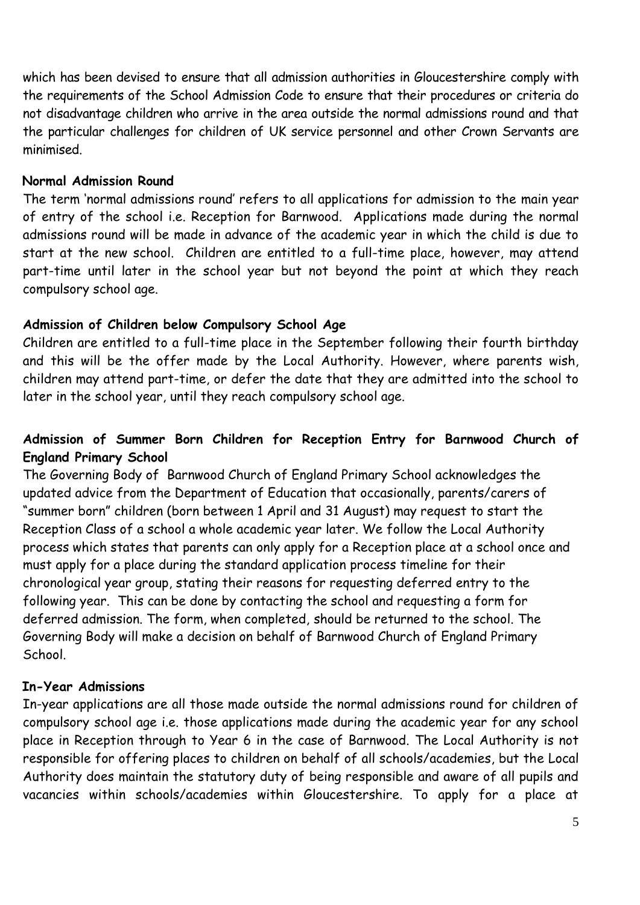which has been devised to ensure that all admission authorities in Gloucestershire comply with the requirements of the School Admission Code to ensure that their procedures or criteria do not disadvantage children who arrive in the area outside the normal admissions round and that the particular challenges for children of UK service personnel and other Crown Servants are minimised.

**Normal Admission Round**

The term 'normal admissions round' refers to all applications for admission to the main year of entry of the school i.e. Reception for Barnwood. Applications made during the normal admissions round will be made in advance of the academic year in which the child is due to start at the new school. Children are entitled to a full-time place, however, may attend part-time until later in the school year but not beyond the point at which they reach compulsory school age.

**Admission of Children below Compulsory School Age**

Children are entitled to a full-time place in the September following their fourth birthday and this will be the offer made by the Local Authority. However, where parents wish, children may attend part-time, or defer the date that they are admitted into the school to later in the school year, until they reach compulsory school age.

**Admission of Summer Born Children for Reception Entry for Barnwood Church of England Primary School**

The Governing Body of Barnwood Church of England Primary School acknowledges the updated advice from the Department of Education that occasionally, parents/carers of "summer born" children (born between 1 April and 31 August) may request to start the Reception Class of a school a whole academic year later. We follow the Local Authority process which states that parents can only apply for a Reception place at a school once and must apply for a place during the standard application process timeline for their chronological year group, stating their reasons for requesting deferred entry to the following year. This can be done by contacting the school and requesting a form for deferred admission. The form, when completed, should be returned to the school. The Governing Body will make a decision on behalf of Barnwood Church of England Primary School.

**In-Year Admissions**

In-year applications are all those made outside the normal admissions round for children of compulsory school age i.e. those applications made during the academic year for any school place in Reception through to Year 6 in the case of Barnwood. The Local Authority is not responsible for offering places to children on behalf of all schools/academies, but the Local Authority does maintain the statutory duty of being responsible and aware of all pupils and vacancies within schools/academies within Gloucestershire. To apply for a place at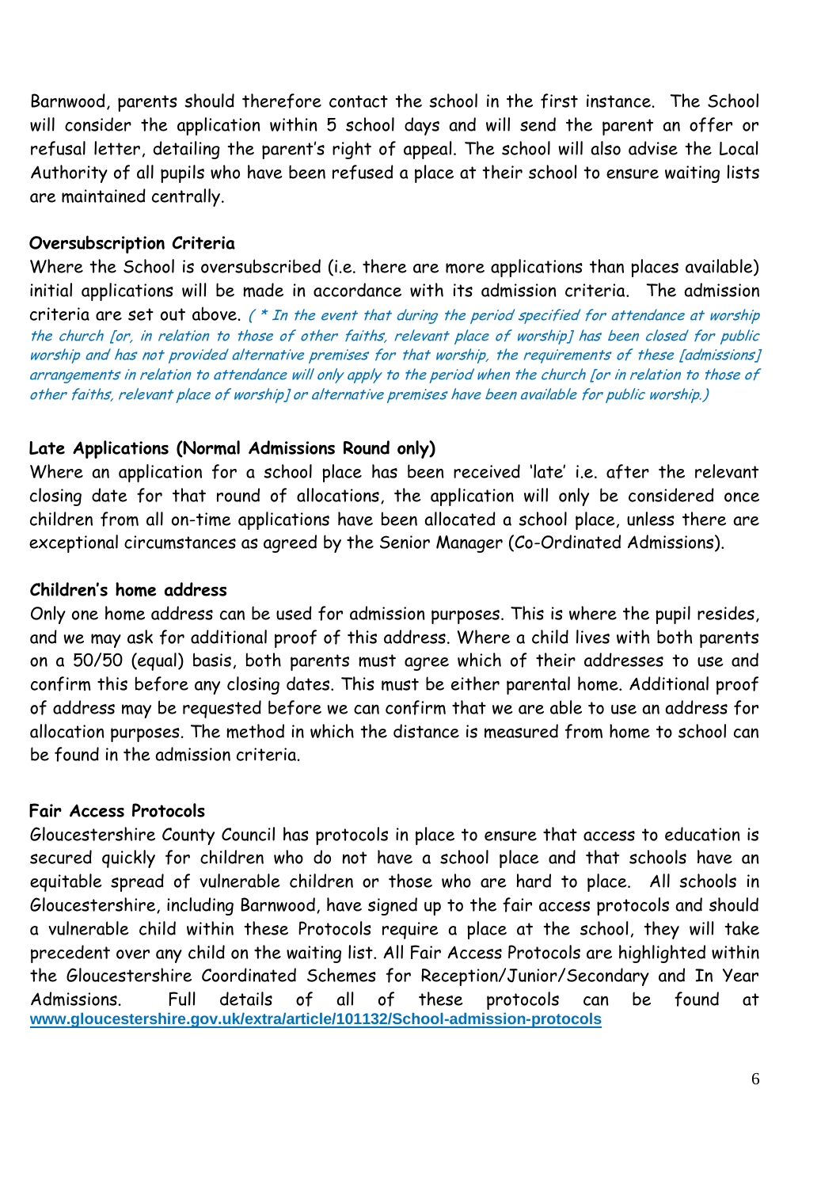Barnwood, parents should therefore contact the school in the first instance. The School will consider the application within 5 school days and will send the parent an offer or refusal letter, detailing the parent's right of appeal. The school will also advise the Local Authority of all pupils who have been refused a place at their school to ensure waiting lists are maintained centrally.

**Oversubscription Criteria**

Where the School is oversubscribed (i.e. there are more applications than places available) initial applications will be made in accordance with its admission criteria. The admission criteria are set out above. *( * In the event that during the period specified for attendance at worship the church [or, in relation to those of other faiths, relevant place of worship] has been closed for public worship and has not provided alternative premises for that worship, the requirements of these [admissions] arrangements in relation to attendance will only apply to the period when the church [or in relation to those of other faiths, relevant place of worship] or alternative premises have been available for public worship.)*

**Late Applications (Normal Admissions Round only)**

Where an application for a school place has been received 'late' i.e. after the relevant closing date for that round of allocations, the application will only be considered once children from all on-time applications have been allocated a school place, unless there are exceptional circumstances as agreed by the Senior Manager (Co-Ordinated Admissions).

**Children's home address**

Only one home address can be used for admission purposes. This is where the pupil resides, and we may ask for additional proof of this address. Where a child lives with both parents on a 50/50 (equal) basis, both parents must agree which of their addresses to use and confirm this before any closing dates. This must be either parental home. Additional proof of address may be requested before we can confirm that we are able to use an address for allocation purposes. The method in which the distance is measured from home to school can be found in the admission criteria.

**Fair Access Protocols**

Gloucestershire County Council has protocols in place to ensure that access to education is secured quickly for children who do not have a school place and that schools have an equitable spread of vulnerable children or those who are hard to place. All schools in Gloucestershire, including Barnwood, have signed up to the fair access protocols and should a vulnerable child within these Protocols require a place at the school, they will take precedent over any child on the waiting list. All Fair Access Protocols are highlighted within the Gloucestershire Coordinated Schemes for Reception/Junior/Secondary and In Year Admissions. Full details of all of these protocols can be found at **www.gloucestershire.gov.uk/extra/article/101132/School-admission-protocols**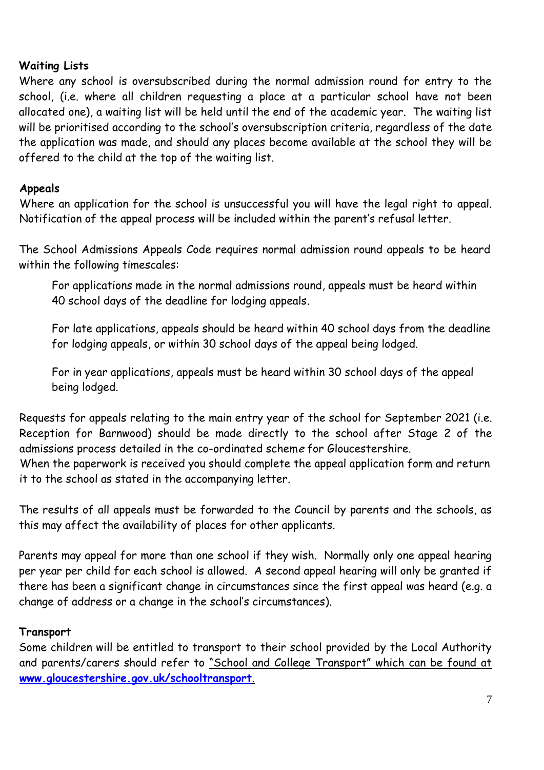**Waiting Lists**

Where any school is oversubscribed during the normal admission round for entry to the school, (i.e. where all children requesting a place at a particular school have not been allocated one), a waiting list will be held until the end of the academic year. The waiting list will be prioritised according to the school's oversubscription criteria, regardless of the date the application was made, and should any places become available at the school they will be offered to the child at the top of the waiting list.

**Appeals**

Where an application for the school is unsuccessful you will have the legal right to appeal. Notification of the appeal process will be included within the parent's refusal letter.

The School Admissions Appeals Code requires normal admission round appeals to be heard within the following timescales:

> For applications made in the normal admissions round, appeals must be heard within 40 school days of the deadline for lodging appeals.
>
> For late applications, appeals should be heard within 40 school days from the deadline for lodging appeals, or within 30 school days of the appeal being lodged.
>
> For in year applications, appeals must be heard within 30 school days of the appeal being lodged.

Requests for appeals relating to the main entry year of the school for September 2021 (i.e. Reception for Barnwood) should be made directly to the school after Stage 2 of the admissions process detailed in the co-ordinated scheme for Gloucestershire.
When the paperwork is received you should complete the appeal application form and return it to the school as stated in the accompanying letter.

The results of all appeals must be forwarded to the Council by parents and the schools, as this may affect the availability of places for other applicants.

Parents may appeal for more than one school if they wish. Normally only one appeal hearing per year per child for each school is allowed. A second appeal hearing will only be granted if there has been a significant change in circumstances since the first appeal was heard (e.g. a change of address or a change in the school's circumstances).

**Transport**

Some children will be entitled to transport to their school provided by the Local Authority and parents/carers should refer to "School and College Transport" which can be found at **www.gloucestershire.gov.uk/schooltransport**.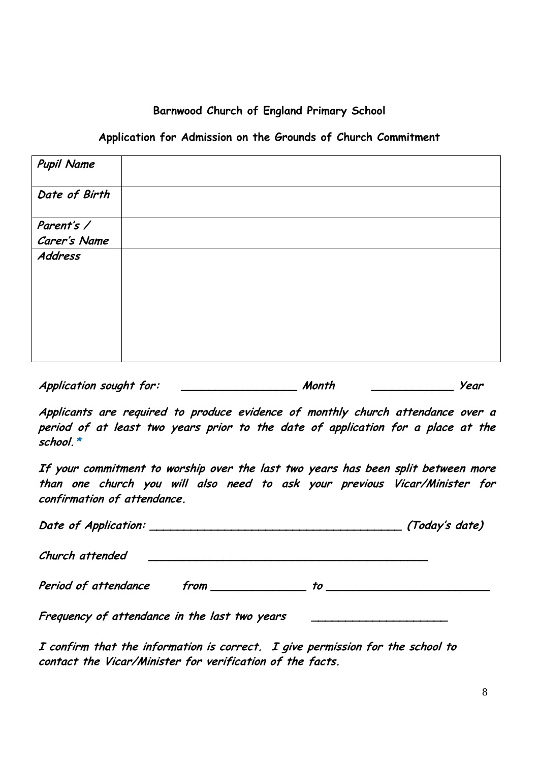**Barnwood Church of England Primary School**

**Application for Admission on the Grounds of Church Commitment**

| | |
|---|---|
| ***Pupil Name*** | |
| ***Date of Birth*** | |
| ***Parent's / Carer's Name*** | |
| ***Address*** | |

***Application sought for:*** ***_________________ Month*** ***____________ Year***

***Applicants are required to produce evidence of monthly church attendance over a period of at least two years prior to the date of application for a place at the school.**** 

***If your commitment to worship over the last two years has been split between more than one church you will also need to ask your previous Vicar/Minister for confirmation of attendance.***

***Date of Application: _____________________________________ (Today's date)***

***Church attended _________________________________________***

***Period of attendance from ______________ to ________________________***

***Frequency of attendance in the last two years ____________________***

***I confirm that the information is correct. I give permission for the school to contact the Vicar/Minister for verification of the facts.***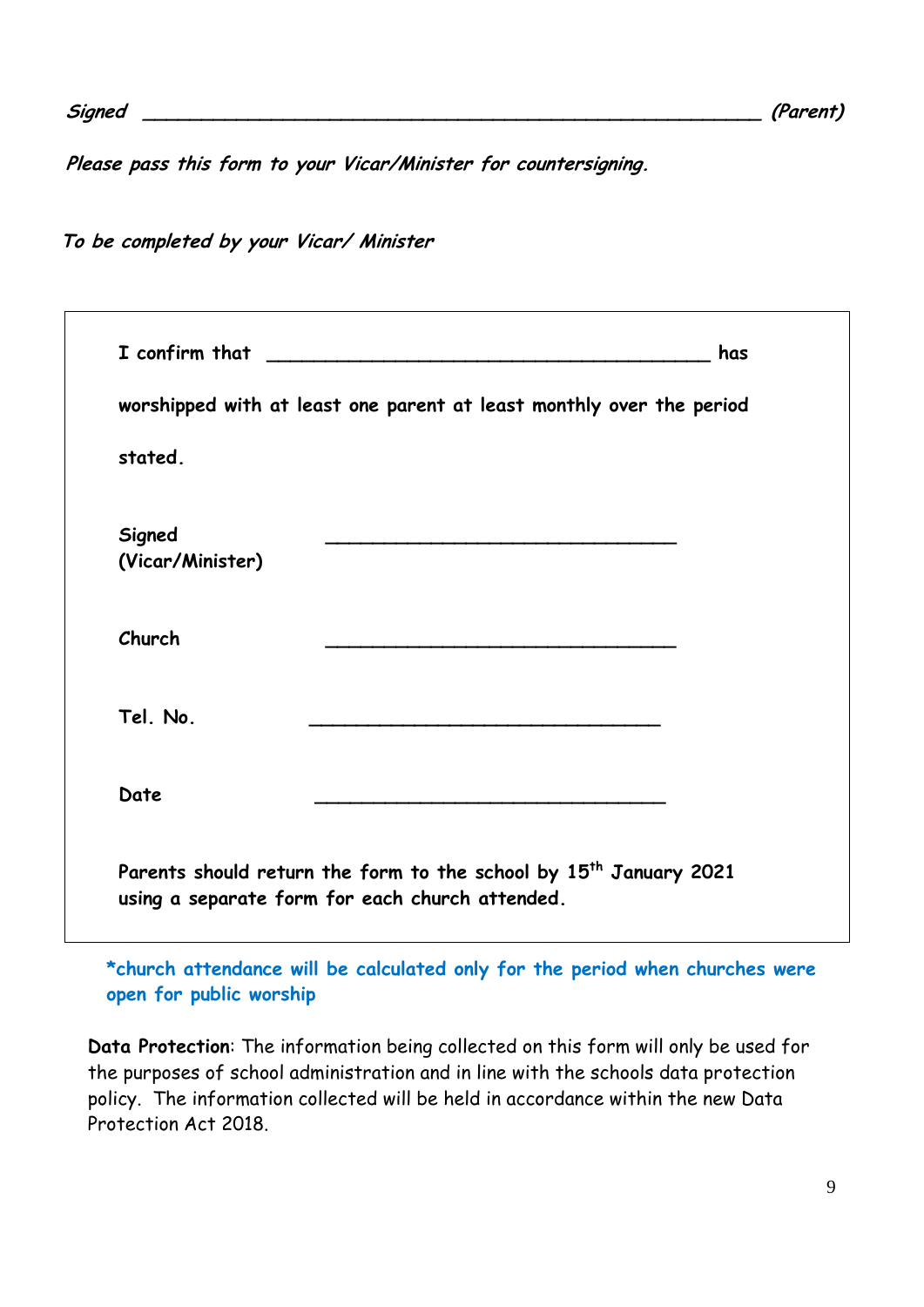*Signed ________________________________________________ (Parent)*

*Please pass this form to your Vicar/Minister for countersigning.*

*To be completed by your Vicar/ Minister*

I confirm that ____________________________________ has

worshipped with at least one parent at least monthly over the period

stated.

Signed (Vicar/Minister) ____________________________

Church ____________________________

Tel. No. ____________________________

Date ____________________________

**Parents should return the form to the school by 15th January 2021 using a separate form for each church attended.**

**\*church attendance will be calculated only for the period when churches were open for public worship**

**Data Protection**: The information being collected on this form will only be used for the purposes of school administration and in line with the schools data protection policy. The information collected will be held in accordance within the new Data Protection Act 2018.